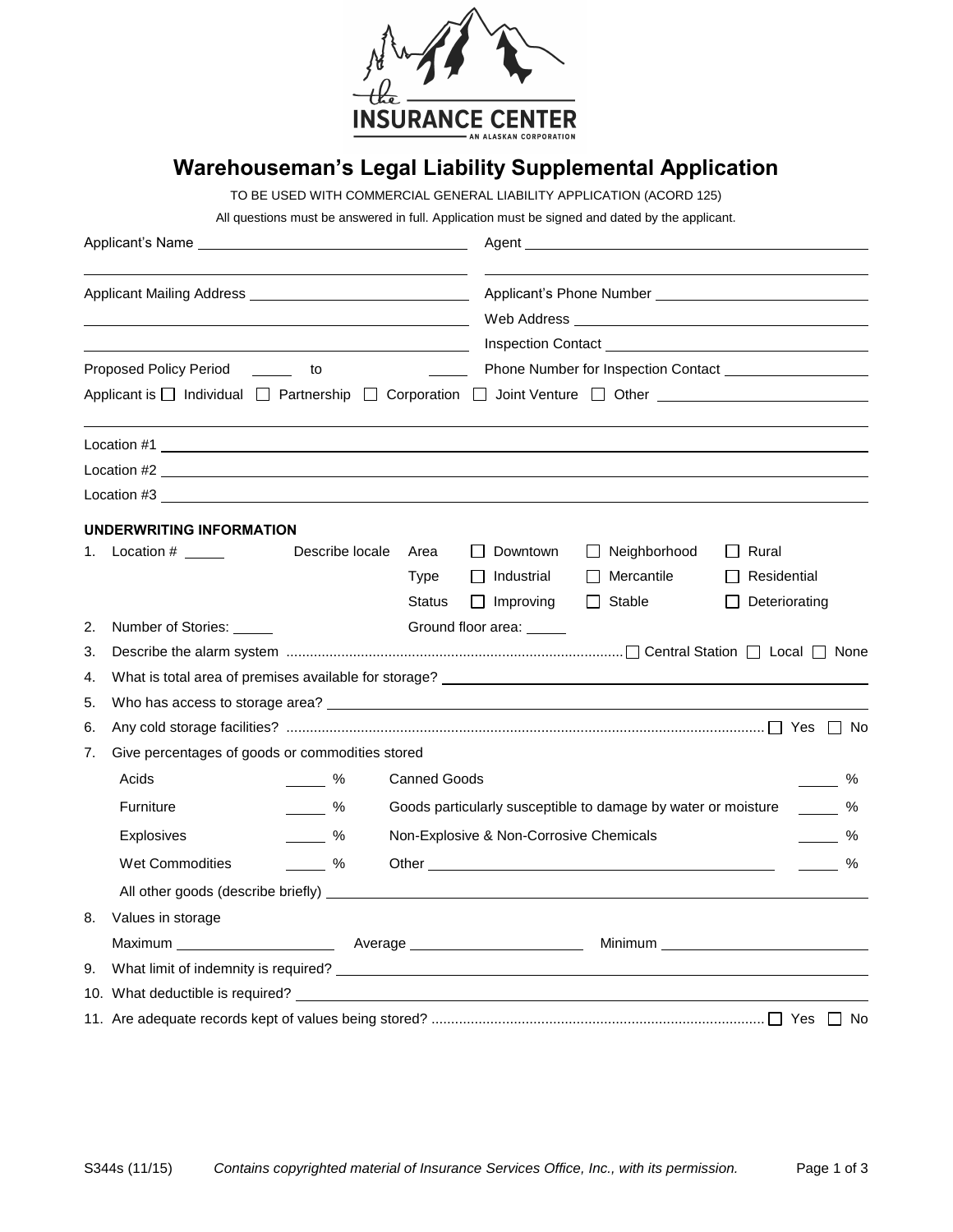# Warehouseman's Legal Liability Supplemental Application

TO BE USED WITH COMMERCIAL GENERAL LIABILITY APPLICATION (ACORD 125)

All questions must be answered in full. Application must be signed and dated by the applicant.

Applicant's Name ______________________________ Agent ______________________________

Applicant Mailing Address ______________________________ Applicant's Phone Number ______________________________

Web Address ______________________________

Inspection Contact ______________________________

Proposed Policy Period ______ to ______ Phone Number for Inspection Contact ______________________________

Applicant is ☐ Individual ☐ Partnership ☐ Corporation ☐ Joint Venture ☐ Other ______________________________

Location #1 ______________________________

Location #2 ______________________________

Location #3 ______________________________

**UNDERWRITING INFORMATION**

1. Location # ______ Describe locale
   - Area ☐ Downtown ☐ Neighborhood ☐ Rural
   - Type ☐ Industrial ☐ Mercantile ☐ Residential
   - Status ☐ Improving ☐ Stable ☐ Deteriorating
2. Number of Stories: ______ Ground floor area: ______
3. Describe the alarm system ☐ Central Station ☐ Local ☐ None
4. What is total area of premises available for storage? ______________________________
5. Who has access to storage area? ______________________________
6. Any cold storage facilities? ☐ Yes ☐ No
7. Give percentages of goods or commodities stored

| | | | |
|---|---|---|---|
| Acids | ______ % | Canned Goods | ______ % |
| Furniture | ______ % | Goods particularly susceptible to damage by water or moisture | ______ % |
| Explosives | ______ % | Non-Explosive & Non-Corrosive Chemicals | ______ % |
| Wet Commodities | ______ % | Other ______________________________ | ______ % |

   All other goods (describe briefly) ______________________________

8. Values in storage

   Maximum ______________ Average ______________ Minimum ______________

9. What limit of indemnity is required? ______________________________
10. What deductible is required? ______________________________
11. Are adequate records kept of values being stored? ☐ Yes ☐ No

S344s (11/15) *Contains copyrighted material of Insurance Services Office, Inc., with its permission.*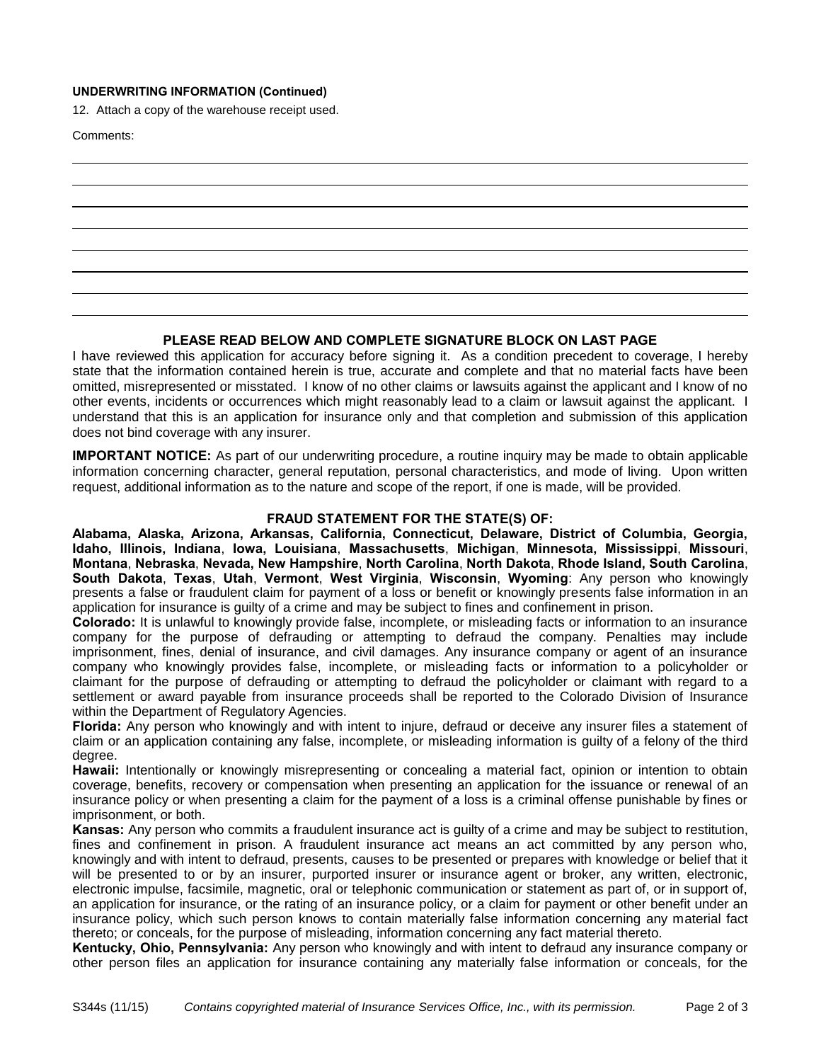**UNDERWRITING INFORMATION (Continued)**

12. Attach a copy of the warehouse receipt used.

Comments:

### PLEASE READ BELOW AND COMPLETE SIGNATURE BLOCK ON LAST PAGE

I have reviewed this application for accuracy before signing it. As a condition precedent to coverage, I hereby state that the information contained herein is true, accurate and complete and that no material facts have been omitted, misrepresented or misstated. I know of no other claims or lawsuits against the applicant and I know of no other events, incidents or occurrences which might reasonably lead to a claim or lawsuit against the applicant. I understand that this is an application for insurance only and that completion and submission of this application does not bind coverage with any insurer.

**IMPORTANT NOTICE:** As part of our underwriting procedure, a routine inquiry may be made to obtain applicable information concerning character, general reputation, personal characteristics, and mode of living. Upon written request, additional information as to the nature and scope of the report, if one is made, will be provided.

### FRAUD STATEMENT FOR THE STATE(S) OF:

**Alabama, Alaska, Arizona, Arkansas, California, Connecticut, Delaware, District of Columbia, Georgia, Idaho, Illinois, Indiana**, **Iowa, Louisiana**, **Massachusetts**, **Michigan**, **Minnesota, Mississippi**, **Missouri**, **Montana**, **Nebraska**, **Nevada, New Hampshire**, **North Carolina**, **North Dakota**, **Rhode Island, South Carolina**, **South Dakota**, **Texas**, **Utah**, **Vermont**, **West Virginia**, **Wisconsin**, **Wyoming**: Any person who knowingly presents a false or fraudulent claim for payment of a loss or benefit or knowingly presents false information in an application for insurance is guilty of a crime and may be subject to fines and confinement in prison.

**Colorado:** It is unlawful to knowingly provide false, incomplete, or misleading facts or information to an insurance company for the purpose of defrauding or attempting to defraud the company. Penalties may include imprisonment, fines, denial of insurance, and civil damages. Any insurance company or agent of an insurance company who knowingly provides false, incomplete, or misleading facts or information to a policyholder or claimant for the purpose of defrauding or attempting to defraud the policyholder or claimant with regard to a settlement or award payable from insurance proceeds shall be reported to the Colorado Division of Insurance within the Department of Regulatory Agencies.

**Florida:** Any person who knowingly and with intent to injure, defraud or deceive any insurer files a statement of claim or an application containing any false, incomplete, or misleading information is guilty of a felony of the third degree.

**Hawaii:** Intentionally or knowingly misrepresenting or concealing a material fact, opinion or intention to obtain coverage, benefits, recovery or compensation when presenting an application for the issuance or renewal of an insurance policy or when presenting a claim for the payment of a loss is a criminal offense punishable by fines or imprisonment, or both.

**Kansas:** Any person who commits a fraudulent insurance act is guilty of a crime and may be subject to restitution, fines and confinement in prison. A fraudulent insurance act means an act committed by any person who, knowingly and with intent to defraud, presents, causes to be presented or prepares with knowledge or belief that it will be presented to or by an insurer, purported insurer or insurance agent or broker, any written, electronic, electronic impulse, facsimile, magnetic, oral or telephonic communication or statement as part of, or in support of, an application for insurance, or the rating of an insurance policy, or a claim for payment or other benefit under an insurance policy, which such person knows to contain materially false information concerning any material fact thereto; or conceals, for the purpose of misleading, information concerning any fact material thereto.

**Kentucky, Ohio, Pennsylvania:** Any person who knowingly and with intent to defraud any insurance company or other person files an application for insurance containing any materially false information or conceals, for the

S344s (11/15) *Contains copyrighted material of Insurance Services Office, Inc., with its permission.*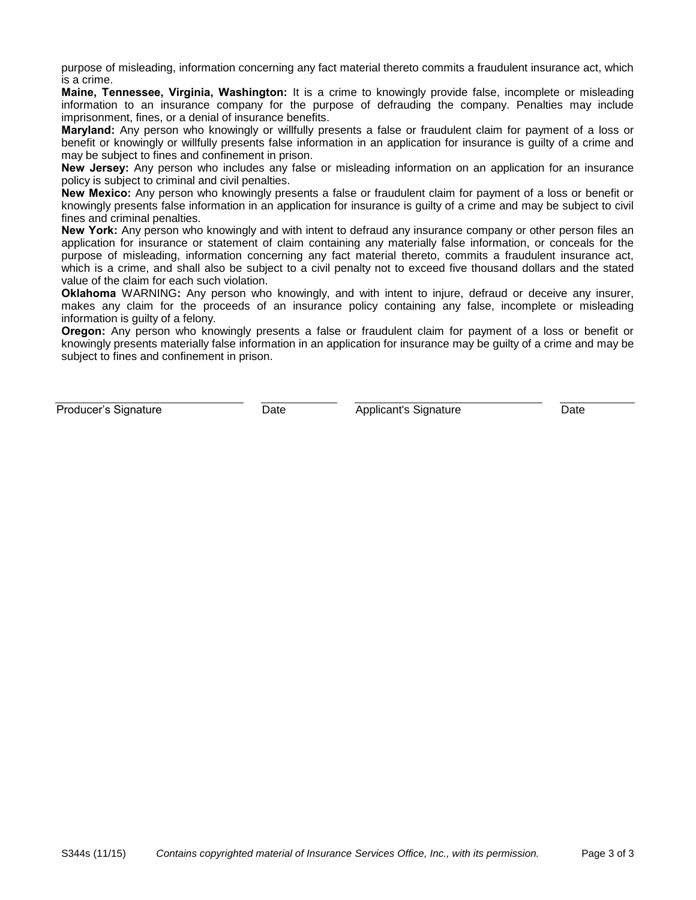purpose of misleading, information concerning any fact material thereto commits a fraudulent insurance act, which is a crime.

**Maine, Tennessee, Virginia, Washington:** It is a crime to knowingly provide false, incomplete or misleading information to an insurance company for the purpose of defrauding the company. Penalties may include imprisonment, fines, or a denial of insurance benefits.

**Maryland:** Any person who knowingly or willfully presents a false or fraudulent claim for payment of a loss or benefit or knowingly or willfully presents false information in an application for insurance is guilty of a crime and may be subject to fines and confinement in prison.

**New Jersey:** Any person who includes any false or misleading information on an application for an insurance policy is subject to criminal and civil penalties.

**New Mexico:** Any person who knowingly presents a false or fraudulent claim for payment of a loss or benefit or knowingly presents false information in an application for insurance is guilty of a crime and may be subject to civil fines and criminal penalties.

**New York:** Any person who knowingly and with intent to defraud any insurance company or other person files an application for insurance or statement of claim containing any materially false information, or conceals for the purpose of misleading, information concerning any fact material thereto, commits a fraudulent insurance act, which is a crime, and shall also be subject to a civil penalty not to exceed five thousand dollars and the stated value of the claim for each such violation.

**Oklahoma** WARNING**:** Any person who knowingly, and with intent to injure, defraud or deceive any insurer, makes any claim for the proceeds of an insurance policy containing any false, incomplete or misleading information is guilty of a felony.

**Oregon:** Any person who knowingly presents a false or fraudulent claim for payment of a loss or benefit or knowingly presents materially false information in an application for insurance may be guilty of a crime and may be subject to fines and confinement in prison.

| | | | |
|---|---|---|---|
| Producer's Signature | Date | Applicant's Signature | Date |

S344s (11/15) *Contains copyrighted material of Insurance Services Office, Inc., with its permission.*